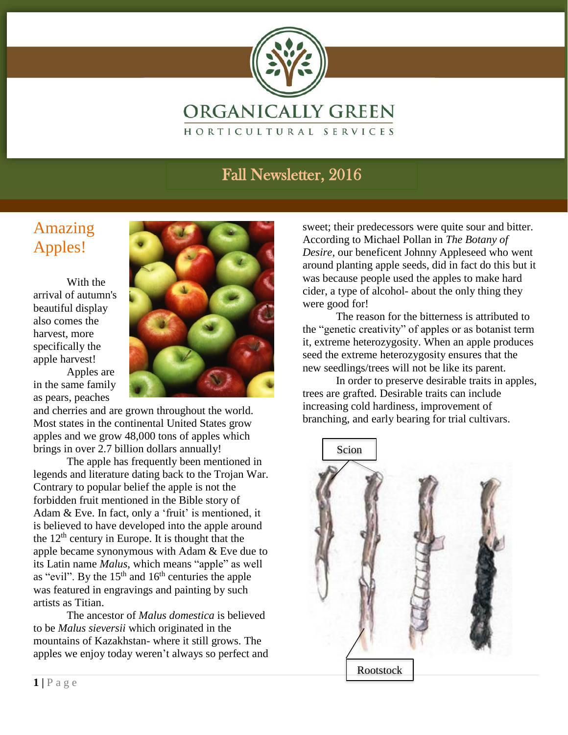# ORGANICALLY GREEN

HORTICULTURAL SERVICES

## Fall Newsletter, 2016

## Amazing Apples!

With the arrival of autumn's beautiful display also comes the harvest, more specifically the apple harvest!

Apples are in the same family as pears, peaches and cherries and are grown throughout the world. Most states in the continental United States grow apples and we grow 48,000 tons of apples which brings in over 2.7 billion dollars annually!

The apple has frequently been mentioned in legends and literature dating back to the Trojan War. Contrary to popular belief the apple is not the forbidden fruit mentioned in the Bible story of Adam & Eve. In fact, only a 'fruit' is mentioned, it is believed to have developed into the apple around the 12th century in Europe. It is thought that the apple became synonymous with Adam & Eve due to its Latin name *Malus*, which means "apple" as well as "evil". By the 15th and 16th centuries the apple was featured in engravings and painting by such artists as Titian.

The ancestor of *Malus domestica* is believed to be *Malus sieversii* which originated in the mountains of Kazakhstan- where it still grows. The apples we enjoy today weren't always so perfect and sweet; their predecessors were quite sour and bitter. According to Michael Pollan in *The Botany of Desire*, our beneficent Johnny Appleseed who went around planting apple seeds, did in fact do this but it was because people used the apples to make hard cider, a type of alcohol- about the only thing they were good for!

The reason for the bitterness is attributed to the "genetic creativity" of apples or as botanist term it, extreme heterozygosity. When an apple produces seed the extreme heterozygosity ensures that the new seedlings/trees will not be like its parent.

In order to preserve desirable traits in apples, trees are grafted. Desirable traits can include increasing cold hardiness, improvement of branching, and early bearing for trial cultivars.

Scion

Rootstock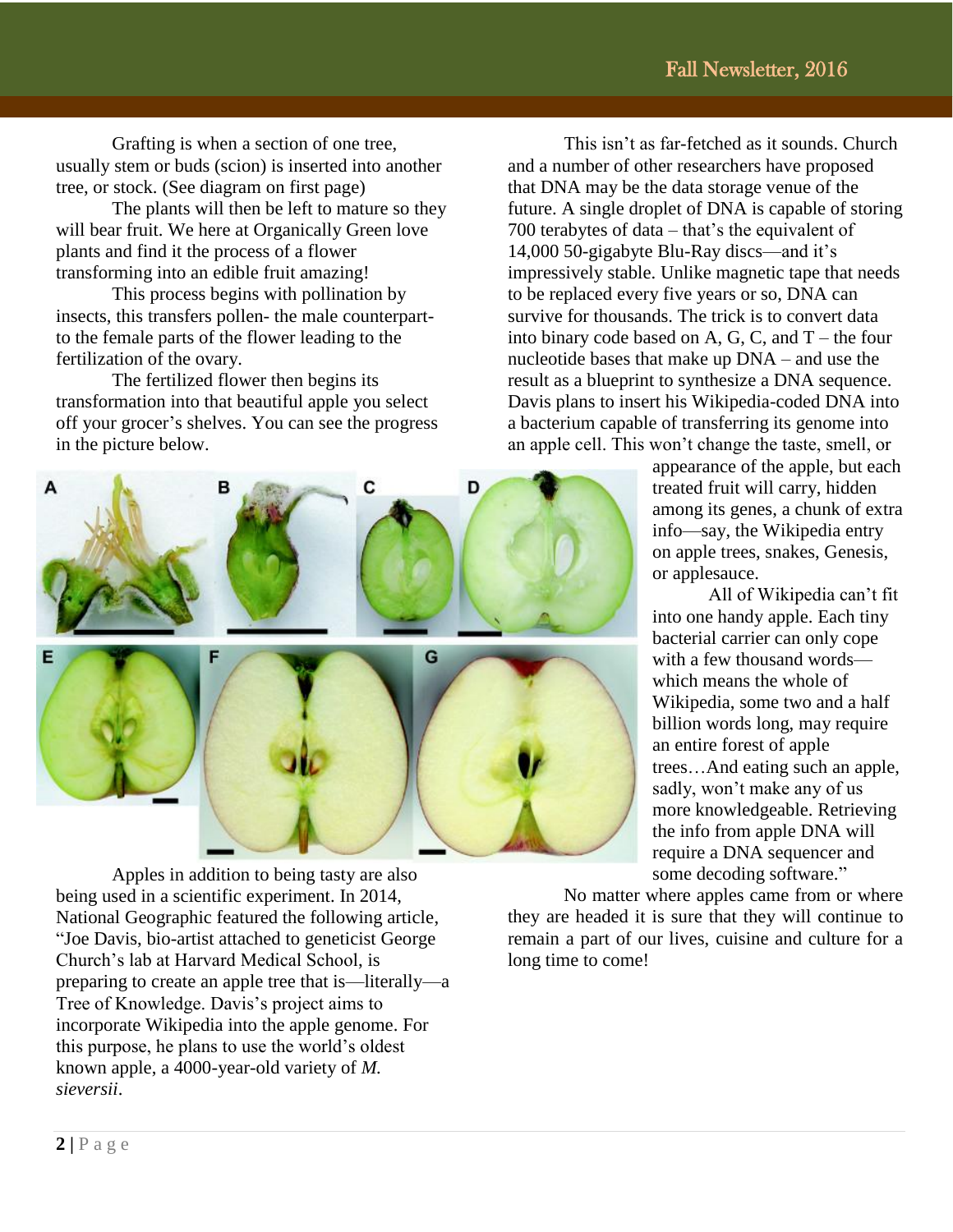Grafting is when a section of one tree, usually stem or buds (scion) is inserted into another tree, or stock. (See diagram on first page)

The plants will then be left to mature so they will bear fruit. We here at Organically Green love plants and find it the process of a flower transforming into an edible fruit amazing!

This process begins with pollination by insects, this transfers pollen- the male counterpart- to the female parts of the flower leading to the fertilization of the ovary.

The fertilized flower then begins its transformation into that beautiful apple you select off your grocer's shelves. You can see the progress in the picture below.

Apples in addition to being tasty are also being used in a scientific experiment. In 2014, National Geographic featured the following article, "Joe Davis, bio-artist attached to geneticist George Church's lab at Harvard Medical School, is preparing to create an apple tree that is—literally—a Tree of Knowledge. Davis's project aims to incorporate Wikipedia into the apple genome. For this purpose, he plans to use the world's oldest known apple, a 4000-year-old variety of *M. sieversii*.

This isn't as far-fetched as it sounds. Church and a number of other researchers have proposed that DNA may be the data storage venue of the future. A single droplet of DNA is capable of storing 700 terabytes of data – that's the equivalent of 14,000 50-gigabyte Blu-Ray discs—and it's impressively stable. Unlike magnetic tape that needs to be replaced every five years or so, DNA can survive for thousands. The trick is to convert data into binary code based on A, G, C, and T – the four nucleotide bases that make up DNA – and use the result as a blueprint to synthesize a DNA sequence. Davis plans to insert his Wikipedia-coded DNA into a bacterium capable of transferring its genome into an apple cell. This won't change the taste, smell, or appearance of the apple, but each treated fruit will carry, hidden among its genes, a chunk of extra info—say, the Wikipedia entry on apple trees, snakes, Genesis, or applesauce.

All of Wikipedia can't fit into one handy apple. Each tiny bacterial carrier can only cope with a few thousand words—which means the whole of Wikipedia, some two and a half billion words long, may require an entire forest of apple trees…And eating such an apple, sadly, won't make any of us more knowledgeable. Retrieving the info from apple DNA will require a DNA sequencer and some decoding software."

No matter where apples came from or where they are headed it is sure that they will continue to remain a part of our lives, cuisine and culture for a long time to come!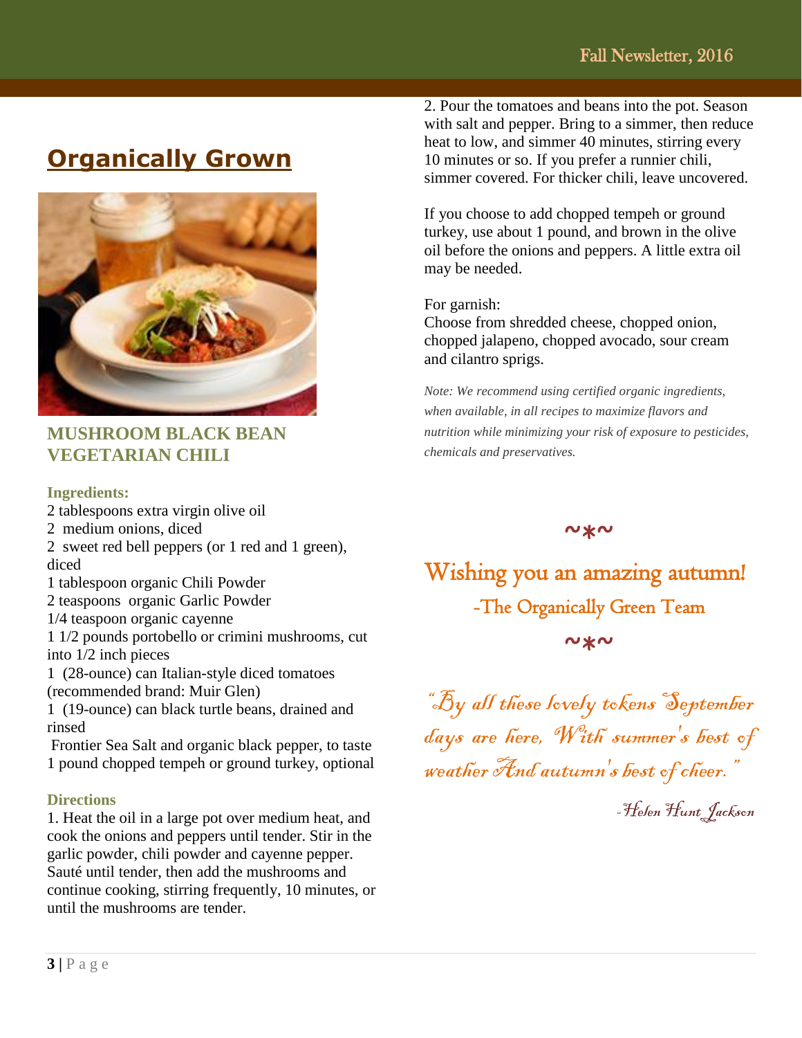# Organically Grown

## MUSHROOM BLACK BEAN VEGETARIAN CHILI

**Ingredients:**

2 tablespoons extra virgin olive oil
2 medium onions, diced
2 sweet red bell peppers (or 1 red and 1 green), diced
1 tablespoon organic Chili Powder
2 teaspoons organic Garlic Powder
1/4 teaspoon organic cayenne
1 1/2 pounds portobello or crimini mushrooms, cut into 1/2 inch pieces
1 (28-ounce) can Italian-style diced tomatoes (recommended brand: Muir Glen)
1 (19-ounce) can black turtle beans, drained and rinsed
Frontier Sea Salt and organic black pepper, to taste
1 pound chopped tempeh or ground turkey, optional

**Directions**

1. Heat the oil in a large pot over medium heat, and cook the onions and peppers until tender. Stir in the garlic powder, chili powder and cayenne pepper. Sauté until tender, then add the mushrooms and continue cooking, stirring frequently, 10 minutes, or until the mushrooms are tender.

2. Pour the tomatoes and beans into the pot. Season with salt and pepper. Bring to a simmer, then reduce heat to low, and simmer 40 minutes, stirring every 10 minutes or so. If you prefer a runnier chili, simmer covered. For thicker chili, leave uncovered.

If you choose to add chopped tempeh or ground turkey, use about 1 pound, and brown in the olive oil before the onions and peppers. A little extra oil may be needed.

For garnish:
Choose from shredded cheese, chopped onion, chopped jalapeno, chopped avocado, sour cream and cilantro sprigs.

*Note: We recommend using certified organic ingredients, when available, in all recipes to maximize flavors and nutrition while minimizing your risk of exposure to pesticides, chemicals and preservatives.*

~*~

Wishing you an amazing autumn!
-The Organically Green Team

~*~

*"By all these lovely tokens September days are here, With summer's best of weather And autumn's best of cheer."*

*-Helen Hunt Jackson*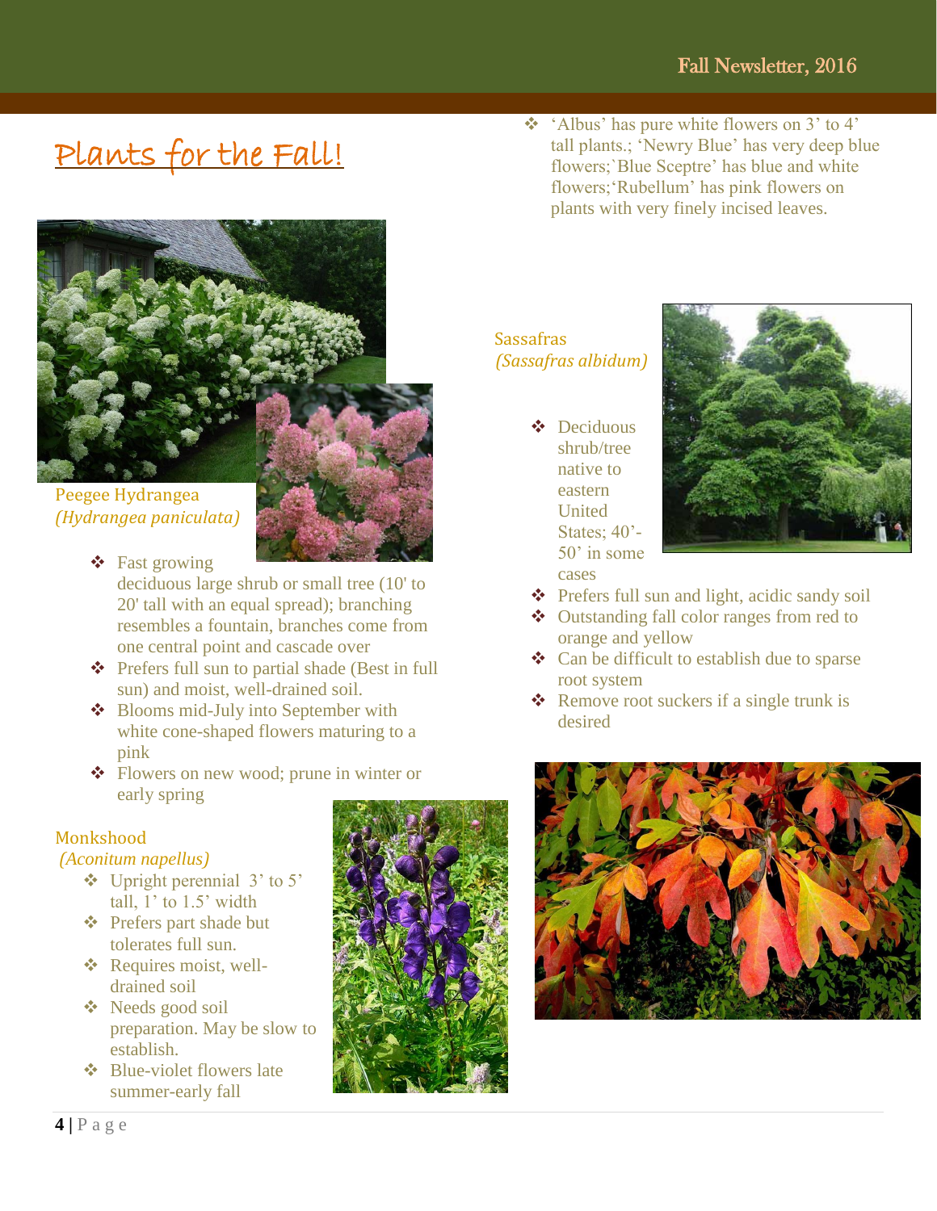# Plants for the Fall!

Peegee Hydrangea
*(Hydrangea paniculata)*

- Fast growing deciduous large shrub or small tree (10' to 20' tall with an equal spread); branching resembles a fountain, branches come from one central point and cascade over
- Prefers full sun to partial shade (Best in full sun) and moist, well-drained soil.
- Blooms mid-July into September with white cone-shaped flowers maturing to a pink
- Flowers on new wood; prune in winter or early spring

Monkshood
*(Aconitum napellus)*

- Upright perennial 3' to 5' tall, 1' to 1.5' width
- Prefers part shade but tolerates full sun.
- Requires moist, well-drained soil
- Needs good soil preparation. May be slow to establish.
- Blue-violet flowers late summer-early fall
- 'Albus' has pure white flowers on 3' to 4' tall plants.; 'Newry Blue' has very deep blue flowers;`Blue Sceptre' has blue and white flowers;'Rubellum' has pink flowers on plants with very finely incised leaves.

Sassafras
*(Sassafras albidum)*

- Deciduous shrub/tree native to eastern United States; 40'-50' in some cases
- Prefers full sun and light, acidic sandy soil
- Outstanding fall color ranges from red to orange and yellow
- Can be difficult to establish due to sparse root system
- Remove root suckers if a single trunk is desired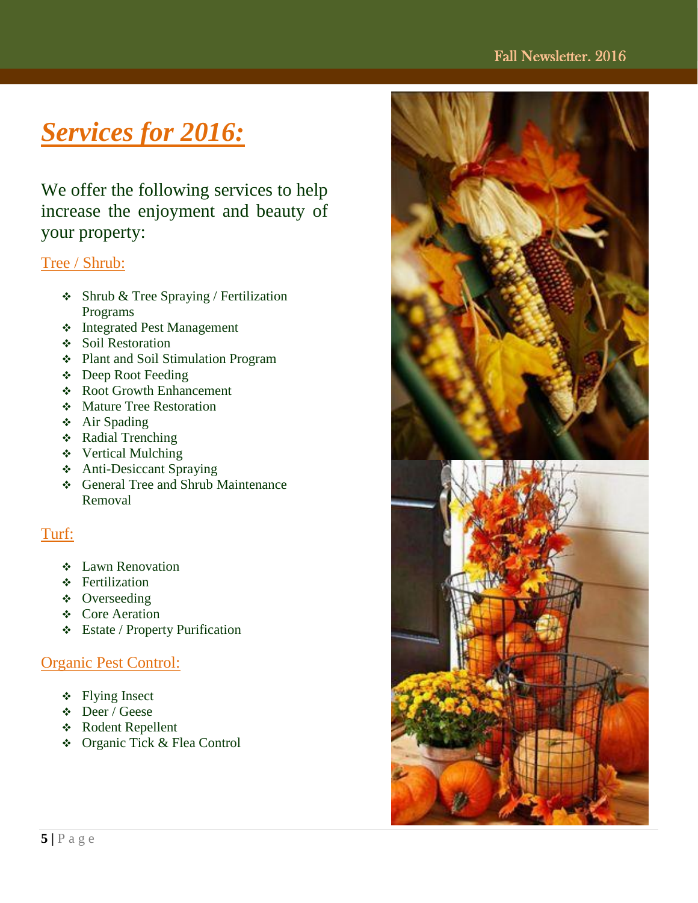# *Services for 2016:*

We offer the following services to help increase the enjoyment and beauty of your property:

## Tree / Shrub:

- Shrub & Tree Spraying / Fertilization Programs
- Integrated Pest Management
- Soil Restoration
- Plant and Soil Stimulation Program
- Deep Root Feeding
- Root Growth Enhancement
- Mature Tree Restoration
- Air Spading
- Radial Trenching
- Vertical Mulching
- Anti-Desiccant Spraying
- General Tree and Shrub Maintenance Removal

## Turf:

- Lawn Renovation
- Fertilization
- Overseeding
- Core Aeration
- Estate / Property Purification

## Organic Pest Control:

- Flying Insect
- Deer / Geese
- Rodent Repellent
- Organic Tick & Flea Control